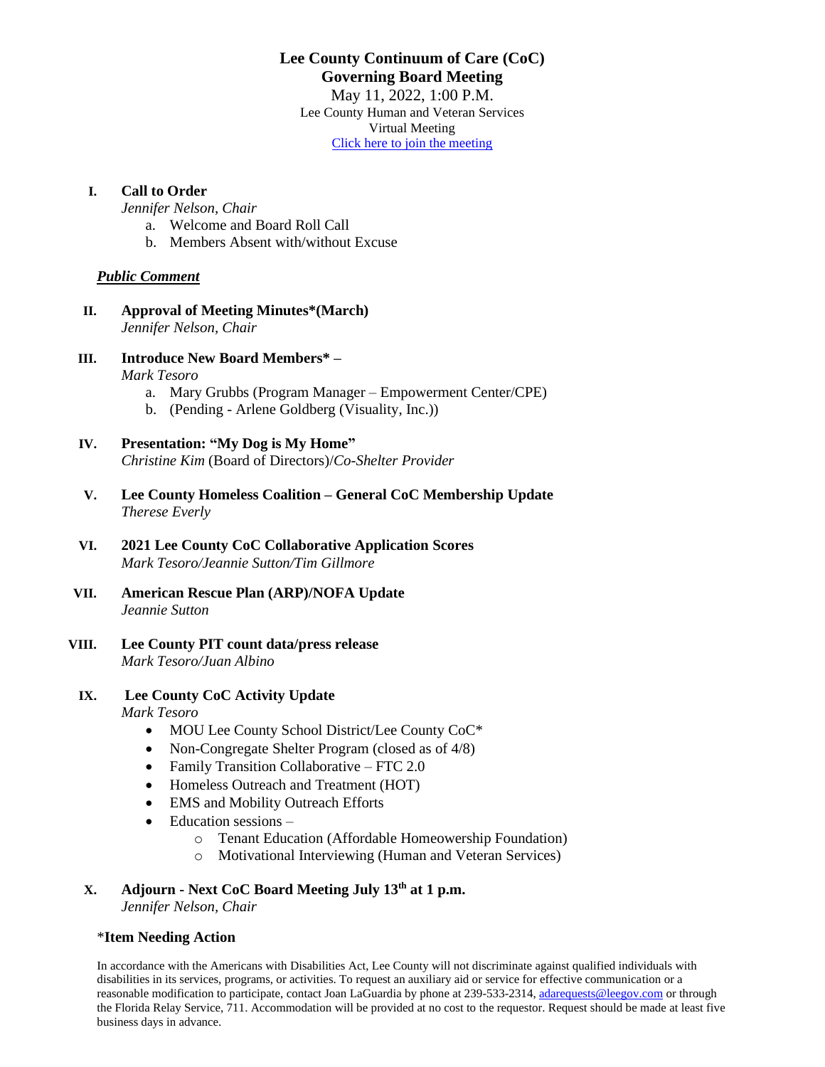# Lee County Continuum of Care (CoC)
## Governing Board Meeting

May 11, 2022, 1:00 P.M.
Lee County Human and Veteran Services
Virtual Meeting
[Click here to join the meeting]

**I. Call to Order**
*Jennifer Nelson, Chair*
  a. Welcome and Board Roll Call
  b. Members Absent with/without Excuse

***Public Comment***

**II. Approval of Meeting Minutes*(March)**
*Jennifer Nelson, Chair*

**III. Introduce New Board Members* –**
*Mark Tesoro*
  a. Mary Grubbs (Program Manager – Empowerment Center/CPE)
  b. (Pending - Arlene Goldberg (Visuality, Inc.))

**IV. Presentation: "My Dog is My Home"**
*Christine Kim* (Board of Directors)/*Co-Shelter Provider*

**V. Lee County Homeless Coalition – General CoC Membership Update**
*Therese Everly*

**VI. 2021 Lee County CoC Collaborative Application Scores**
*Mark Tesoro/Jeannie Sutton/Tim Gillmore*

**VII. American Rescue Plan (ARP)/NOFA Update**
*Jeannie Sutton*

**VIII. Lee County PIT count data/press release**
*Mark Tesoro/Juan Albino*

**IX. Lee County CoC Activity Update**
*Mark Tesoro*
- MOU Lee County School District/Lee County CoC*
- Non-Congregate Shelter Program (closed as of 4/8)
- Family Transition Collaborative – FTC 2.0
- Homeless Outreach and Treatment (HOT)
- EMS and Mobility Outreach Efforts
- Education sessions –
  - Tenant Education (Affordable Homeowership Foundation)
  - Motivational Interviewing (Human and Veteran Services)

**X. Adjourn - Next CoC Board Meeting July 13th at 1 p.m.**
*Jennifer Nelson, Chair*

*__Item Needing Action__

In accordance with the Americans with Disabilities Act, Lee County will not discriminate against qualified individuals with disabilities in its services, programs, or activities. To request an auxiliary aid or service for effective communication or a reasonable modification to participate, contact Joan LaGuardia by phone at 239-533-2314, adarequests@leegov.com or through the Florida Relay Service, 711. Accommodation will be provided at no cost to the requestor. Request should be made at least five business days in advance.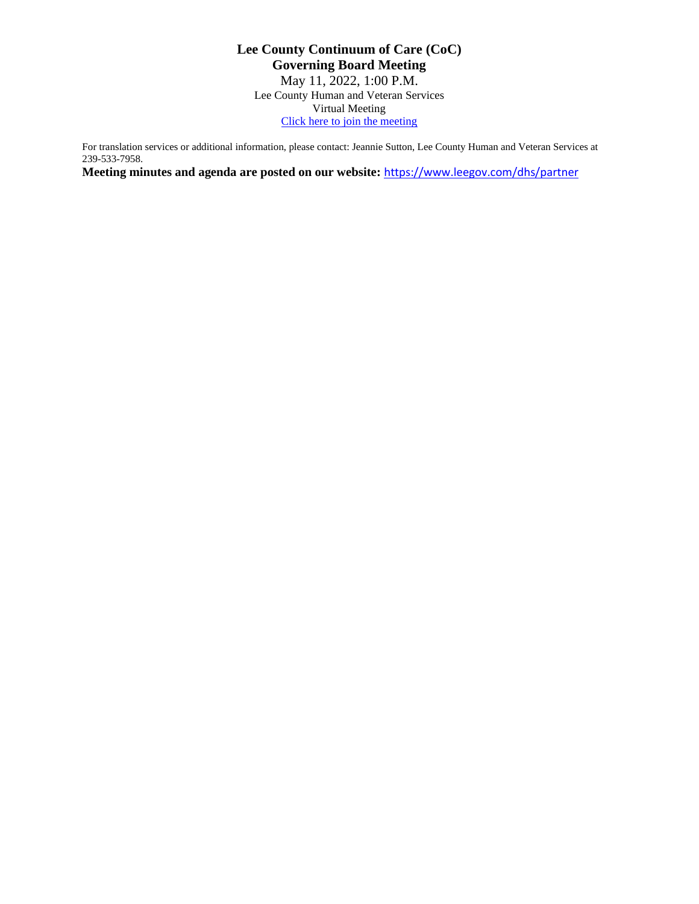**Lee County Continuum of Care (CoC)**
**Governing Board Meeting**

May 11, 2022, 1:00 P.M.
Lee County Human and Veteran Services
Virtual Meeting
Click here to join the meeting

For translation services or additional information, please contact: Jeannie Sutton, Lee County Human and Veteran Services at 239-533-7958.

**Meeting minutes and agenda are posted on our website:** https://www.leegov.com/dhs/partner